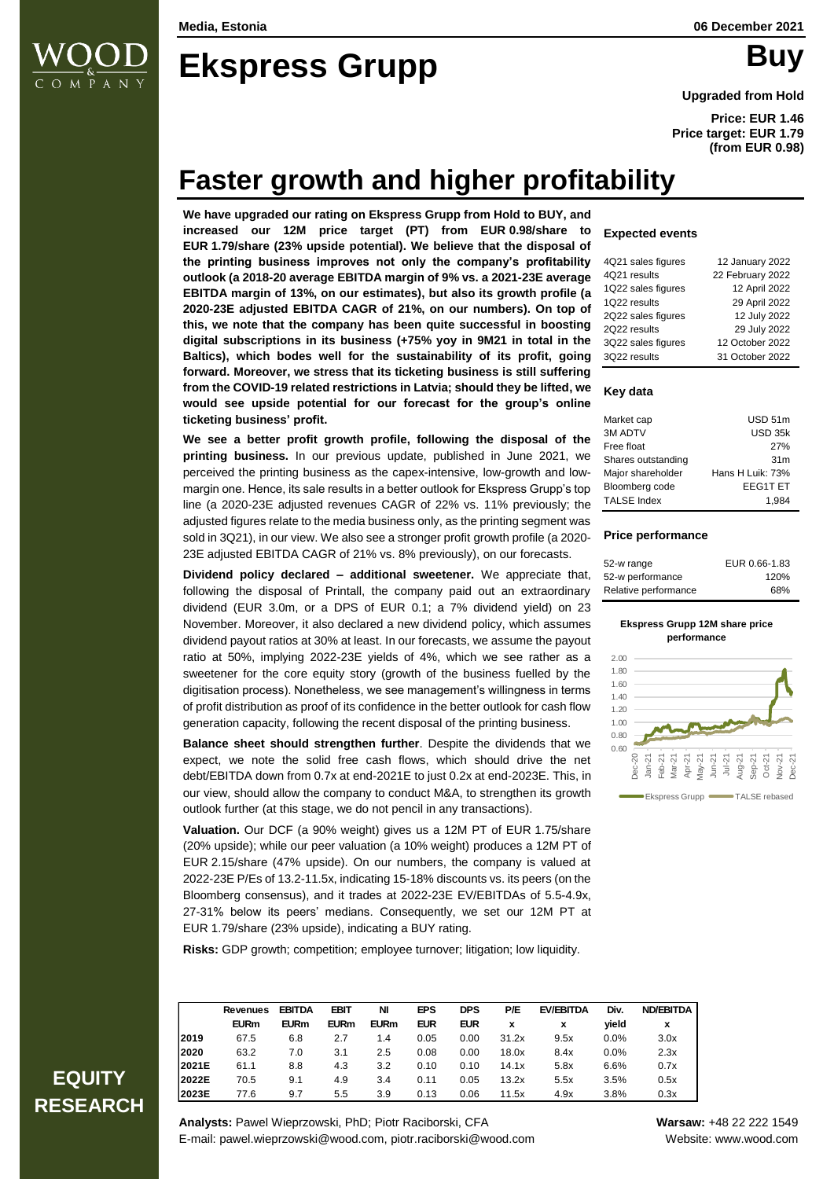Media, Estonia

06 December 2021

# Ekspress Grupp

**Buy**

**Upgraded from Hold**

**Price: EUR 1.46**
**Price target: EUR 1.79 (from EUR 0.98)**

# Faster growth and higher profitability

**We have upgraded our rating on Ekspress Grupp from Hold to BUY, and increased our 12M price target (PT) from EUR 0.98/share to EUR 1.79/share (23% upside potential). We believe that the disposal of the printing business improves not only the company's profitability outlook (a 2018-20 average EBITDA margin of 9% vs. a 2021-23E average EBITDA margin of 13%, on our estimates), but also its growth profile (a 2020-23E adjusted EBITDA CAGR of 21%, on our numbers). On top of this, we note that the company has been quite successful in boosting digital subscriptions in its business (+75% yoy in 9M21 in total in the Baltics), which bodes well for the sustainability of its profit, going forward. Moreover, we stress that its ticketing business is still suffering from the COVID-19 related restrictions in Latvia; should they be lifted, we would see upside potential for our forecast for the group's online ticketing business' profit.**

**We see a better profit growth profile, following the disposal of the printing business.** In our previous update, published in June 2021, we perceived the printing business as the capex-intensive, low-growth and low-margin one. Hence, its sale results in a better outlook for Ekspress Grupp's top line (a 2020-23E adjusted revenues CAGR of 22% vs. 11% previously; the adjusted figures relate to the media business only, as the printing segment was sold in 3Q21), in our view. We also see a stronger profit growth profile (a 2020-23E adjusted EBITDA CAGR of 21% vs. 8% previously), on our forecasts.

**Dividend policy declared – additional sweetener.** We appreciate that, following the disposal of Printall, the company paid out an extraordinary dividend (EUR 3.0m, or a DPS of EUR 0.1; a 7% dividend yield) on 23 November. Moreover, it also declared a new dividend policy, which assumes dividend payout ratios at 30% at least. In our forecasts, we assume the payout ratio at 50%, implying 2022-23E yields of 4%, which we see rather as a sweetener for the core equity story (growth of the business fuelled by the digitisation process). Nonetheless, we see management's willingness in terms of profit distribution as proof of its confidence in the better outlook for cash flow generation capacity, following the recent disposal of the printing business.

**Balance sheet should strengthen further**. Despite the dividends that we expect, we note the solid free cash flows, which should drive the net debt/EBITDA down from 0.7x at end-2021E to just 0.2x at end-2023E. This, in our view, should allow the company to conduct M&A, to strengthen its growth outlook further (at this stage, we do not pencil in any transactions).

**Valuation.** Our DCF (a 90% weight) gives us a 12M PT of EUR 1.75/share (20% upside); while our peer valuation (a 10% weight) produces a 12M PT of EUR 2.15/share (47% upside). On our numbers, the company is valued at 2022-23E P/Es of 13.2-11.5x, indicating 15-18% discounts vs. its peers (on the Bloomberg consensus), and it trades at 2022-23E EV/EBITDAs of 5.5-4.9x, 27-31% below its peers' medians. Consequently, we set our 12M PT at EUR 1.79/share (23% upside), indicating a BUY rating.

**Risks:** GDP growth; competition; employee turnover; litigation; low liquidity.

### Expected events

| | |
|---|---|
| 4Q21 sales figures | 12 January 2022 |
| 4Q21 results | 22 February 2022 |
| 1Q22 sales figures | 12 April 2022 |
| 1Q22 results | 29 April 2022 |
| 2Q22 sales figures | 12 July 2022 |
| 2Q22 results | 29 July 2022 |
| 3Q22 sales figures | 12 October 2022 |
| 3Q22 results | 31 October 2022 |

### Key data

| | |
|---|---|
| Market cap | USD 51m |
| 3M ADTV | USD 35k |
| Free float | 27% |
| Shares outstanding | 31m |
| Major shareholder | Hans H Luik: 73% |
| Bloomberg code | EEG1T ET |
| TALSE Index | 1,984 |

### Price performance

| | |
|---|---|
| 52-w range | EUR 0.66-1.83 |
| 52-w performance | 120% |
| Relative performance | 68% |

**Ekspress Grupp 12M share price performance**

| | Revenues EURm | EBITDA EURm | EBIT EURm | NI EURm | EPS EUR | DPS EUR | P/E x | EV/EBITDA x | Div. yield | ND/EBITDA x |
|---|---|---|---|---|---|---|---|---|---|---|
| 2019 | 67.5 | 6.8 | 2.7 | 1.4 | 0.05 | 0.00 | 31.2x | 9.5x | 0.0% | 3.0x |
| 2020 | 63.2 | 7.0 | 3.1 | 2.5 | 0.08 | 0.00 | 18.0x | 8.4x | 0.0% | 2.3x |
| 2021E | 61.1 | 8.8 | 4.3 | 3.2 | 0.10 | 0.10 | 14.1x | 5.8x | 6.6% | 0.7x |
| 2022E | 70.5 | 9.1 | 4.9 | 3.4 | 0.11 | 0.05 | 13.2x | 5.5x | 3.5% | 0.5x |
| 2023E | 77.6 | 9.7 | 5.5 | 3.9 | 0.13 | 0.06 | 11.5x | 4.9x | 3.8% | 0.3x |

**EQUITY RESEARCH**

**Analysts:** Pawel Wieprzowski, PhD; Piotr Raciborski, CFA
E-mail: pawel.wieprzowski@wood.com, piotr.raciborski@wood.com

**Warsaw:** +48 22 222 1549
Website: www.wood.com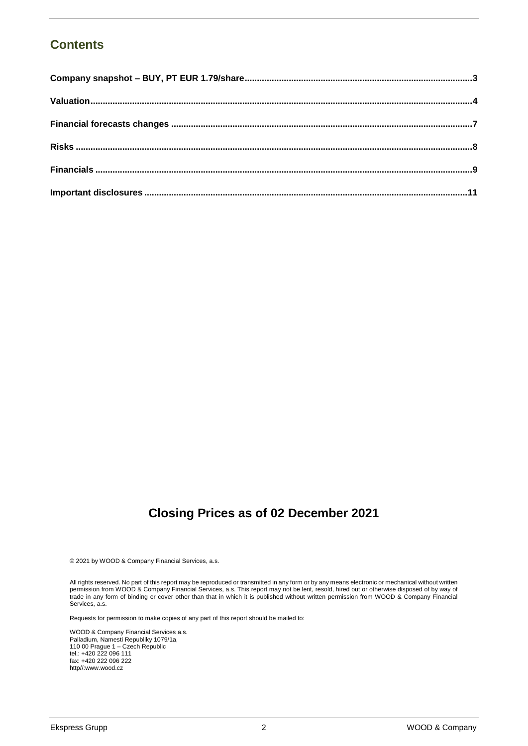## Contents

| | |
|---|---|
| **Company snapshot – BUY, PT EUR 1.79/share** | **3** |
| **Valuation** | **4** |
| **Financial forecasts changes** | **7** |
| **Risks** | **8** |
| **Financials** | **9** |
| **Important disclosures** | **11** |

## Closing Prices as of 02 December 2021

© 2021 by WOOD & Company Financial Services, a.s.

All rights reserved. No part of this report may be reproduced or transmitted in any form or by any means electronic or mechanical without written permission from WOOD & Company Financial Services, a.s. This report may not be lent, resold, hired out or otherwise disposed of by way of trade in any form of binding or cover other than that in which it is published without written permission from WOOD & Company Financial Services, a.s.

Requests for permission to make copies of any part of this report should be mailed to:

WOOD & Company Financial Services a.s.
Palladium, Namesti Republiky 1079/1a,
110 00 Prague 1 – Czech Republic
tel.: +420 222 096 111
fax: +420 222 096 222
http//:www.wood.cz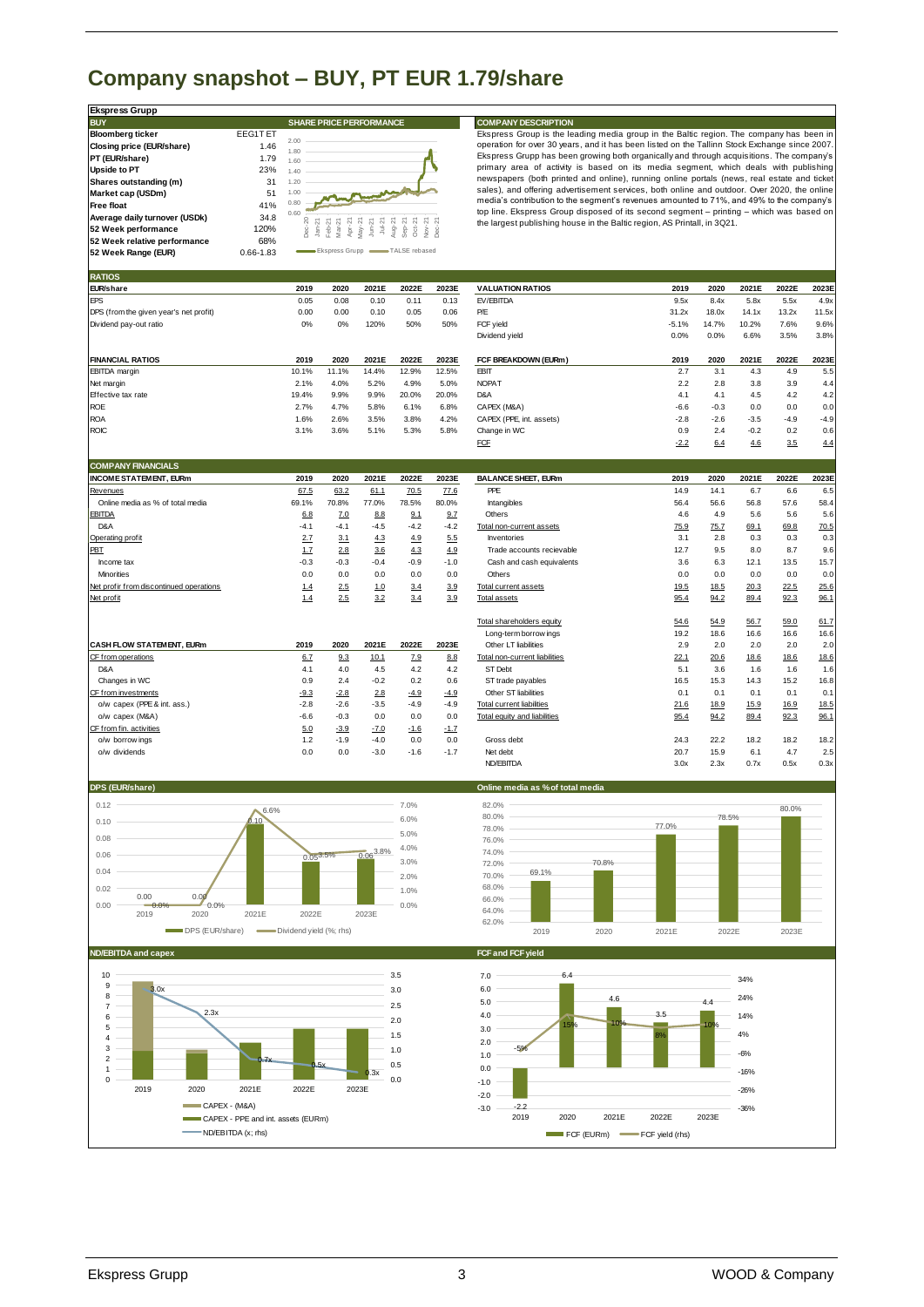# Company snapshot – BUY, PT EUR 1.79/share

## Ekspress Grupp

| BUY | |
|---|---|
| Bloomberg ticker | EEG1T ET |
| Closing price (EUR/share) | 1.46 |
| PT (EUR/share) | 1.79 |
| Upside to PT | 23% |
| Shares outstanding (m) | 31 |
| Market cap (USDm) | 51 |
| Free float | 41% |
| Average daily turnover (USDk) | 34.8 |
| 52 Week performance | 120% |
| 52 Week relative performance | 68% |
| 52 Week Range (EUR) | 0.66-1.83 |

**SHARE PRICE PERFORMANCE**

(Chart: Ekspress Grupp vs TALSE rebased, Dec-20 to Dec-21)

**COMPANY DESCRIPTION**

Ekspress Group is the leading media group in the Baltic region. The company has been in operation for over 30 years, and it has been listed on the Tallinn Stock Exchange since 2007. Ekspress Grupp has been growing both organically and through acquisitions. The company's primary area of activity is based on its media segment, which deals with publishing newspapers (both printed and online), running online portals (news, real estate and ticket sales), and offering advertisement services, both online and outdoor. Over 2020, the online media's contribution to the segment's revenues amounted to 71%, and 49% to the company's top line. Ekspress Group disposed of its second segment – printing – which was based on the largest publishing house in the Baltic region, AS Printall, in 3Q21.

## RATIOS

| EUR/share | 2019 | 2020 | 2021E | 2022E | 2023E |
|---|---|---|---|---|---|
| EPS | 0.05 | 0.08 | 0.10 | 0.11 | 0.13 |
| DPS (from the given year's net profit) | 0.00 | 0.00 | 0.10 | 0.05 | 0.06 |
| Dividend pay-out ratio | 0% | 0% | 120% | 50% | 50% |

| VALUATION RATIOS | 2019 | 2020 | 2021E | 2022E | 2023E |
|---|---|---|---|---|---|
| EV/EBITDA | 9.5x | 8.4x | 5.8x | 5.5x | 4.9x |
| P/E | 31.2x | 18.0x | 14.1x | 13.2x | 11.5x |
| FCF yield | -5.1% | 14.7% | 10.2% | 7.6% | 9.6% |
| Dividend yield | 0.0% | 0.0% | 6.6% | 3.5% | 3.8% |

| FINANCIAL RATIOS | 2019 | 2020 | 2021E | 2022E | 2023E |
|---|---|---|---|---|---|
| EBITDA margin | 10.1% | 11.1% | 14.4% | 12.9% | 12.5% |
| Net margin | 2.1% | 4.0% | 5.2% | 4.9% | 5.0% |
| Effective tax rate | 19.4% | 9.9% | 9.9% | 20.0% | 20.0% |
| ROE | 2.7% | 4.7% | 5.8% | 6.1% | 6.8% |
| ROA | 1.6% | 2.6% | 3.5% | 3.8% | 4.2% |
| ROIC | 3.1% | 3.6% | 5.1% | 5.3% | 5.8% |

| FCF BREAKDOWN (EURm) | 2019 | 2020 | 2021E | 2022E | 2023E |
|---|---|---|---|---|---|
| EBIT | 2.7 | 3.1 | 4.3 | 4.9 | 5.5 |
| NOPAT | 2.2 | 2.8 | 3.8 | 3.9 | 4.4 |
| D&A | 4.1 | 4.1 | 4.5 | 4.2 | 4.2 |
| CAPEX (M&A) | -6.6 | -0.3 | 0.0 | 0.0 | 0.0 |
| CAPEX (PPE, int. assets) | -2.8 | -2.6 | -3.5 | -4.9 | -4.9 |
| Change in WC | 0.9 | 2.4 | -0.2 | 0.2 | 0.6 |
| FCF | -2.2 | 6.4 | 4.6 | 3.5 | 4.4 |

## COMPANY FINANCIALS

| INCOME STATEMENT, EURm | 2019 | 2020 | 2021E | 2022E | 2023E |
|---|---|---|---|---|---|
| Revenues | 67.5 | 63.2 | 61.1 | 70.5 | 77.6 |
| Online media as % of total media | 69.1% | 70.8% | 77.0% | 78.5% | 80.0% |
| EBITDA | 6.8 | 7.0 | 8.8 | 9.1 | 9.7 |
| D&A | -4.1 | -4.1 | -4.5 | -4.2 | -4.2 |
| Operating profit | 2.7 | 3.1 | 4.3 | 4.9 | 5.5 |
| PBT | 1.7 | 2.8 | 3.6 | 4.3 | 4.9 |
| Income tax | -0.3 | -0.3 | -0.4 | -0.9 | -1.0 |
| Minorities | 0.0 | 0.0 | 0.0 | 0.0 | 0.0 |
| Net profir from discontinued operations | 1.4 | 2.5 | 1.0 | 3.4 | 3.9 |
| Net profit | 1.4 | 2.5 | 3.2 | 3.4 | 3.9 |

| CASH FLOW STATEMENT, EURm | 2019 | 2020 | 2021E | 2022E | 2023E |
|---|---|---|---|---|---|
| CF from operations | 6.7 | 9.3 | 10.1 | 7.9 | 8.8 |
| D&A | 4.1 | 4.0 | 4.5 | 4.2 | 4.2 |
| Changes in WC | 0.9 | 2.4 | -0.2 | 0.2 | 0.6 |
| CF from investments | -9.3 | -2.8 | 2.8 | -4.9 | -4.9 |
| o/w capex (PPE & int. ass.) | -2.8 | -2.6 | -3.5 | -4.9 | -4.9 |
| o/w capex (M&A) | -6.6 | -0.3 | 0.0 | 0.0 | 0.0 |
| CF from fin. activities | 5.0 | -3.9 | -7.0 | -1.6 | -1.7 |
| o/w borrowings | 1.2 | -1.9 | -4.0 | 0.0 | 0.0 |
| o/w dividends | 0.0 | 0.0 | -3.0 | -1.6 | -1.7 |

| BALANCE SHEET, EURm | 2019 | 2020 | 2021E | 2022E | 2023E |
|---|---|---|---|---|---|
| PPE | 14.9 | 14.1 | 6.7 | 6.6 | 6.5 |
| Intangibles | 56.4 | 56.6 | 56.8 | 57.6 | 58.4 |
| Others | 4.6 | 4.9 | 5.6 | 5.6 | 5.6 |
| Total non-current assets | 75.9 | 75.7 | 69.1 | 69.8 | 70.5 |
| Inventories | 3.1 | 2.8 | 0.3 | 0.3 | 0.3 |
| Trade accounts recievable | 12.7 | 9.5 | 8.0 | 8.7 | 9.6 |
| Cash and cash equivalents | 3.6 | 6.3 | 12.1 | 13.5 | 15.7 |
| Others | 0.0 | 0.0 | 0.0 | 0.0 | 0.0 |
| Total current assets | 19.5 | 18.5 | 20.3 | 22.5 | 25.6 |
| Total assets | 95.4 | 94.2 | 89.4 | 92.3 | 96.1 |
| Total shareholders equity | 54.6 | 54.9 | 56.7 | 59.0 | 61.7 |
| Long-term borrowings | 19.2 | 18.6 | 16.6 | 16.6 | 16.6 |
| Other LT liabilities | 2.9 | 2.0 | 2.0 | 2.0 | 2.0 |
| Total non-current liabilities | 22.1 | 20.6 | 18.6 | 18.6 | 18.6 |
| ST Debt | 5.1 | 3.6 | 1.6 | 1.6 | 1.6 |
| ST trade payables | 16.5 | 15.3 | 14.3 | 15.2 | 16.8 |
| Other ST liabilities | 0.1 | 0.1 | 0.1 | 0.1 | 0.1 |
| Total current liabilities | 21.6 | 18.9 | 15.9 | 16.9 | 18.5 |
| Total equity and liabilities | 95.4 | 94.2 | 89.4 | 92.3 | 96.1 |
| Gross debt | 24.3 | 22.2 | 18.2 | 18.2 | 18.2 |
| Net debt | 20.7 | 15.9 | 6.1 | 4.7 | 2.5 |
| ND/EBITDA | 3.0x | 2.3x | 0.7x | 0.5x | 0.3x |

**DPS (EUR/share)**

(Chart: DPS (EUR/share) and Dividend yield (%; rhs), 2019–2023E: DPS 0.00, 0.00, 0.10, 0.05, 0.06; Dividend yield 0.0%, 0.0%, 6.6%, 3.5%, 3.8%)

**Online media as % of total media**

(Chart: 2019 69.1%, 2020 70.8%, 2021E 77.0%, 2022E 78.5%, 2023E 80.0%)

**ND/EBITDA and capex**

(Chart: CAPEX - (M&A), CAPEX - PPE and int. assets (EURm), ND/EBITDA (x; rhs): 3.0x, 2.3x, 0.7x, 0.5x, 0.3x)

**FCF and FCF yield**

(Chart: FCF (EURm) -2.2, 6.4, 4.6, 3.5, 4.4; FCF yield (rhs) -5%, 15%, 10%, 8%, 10%)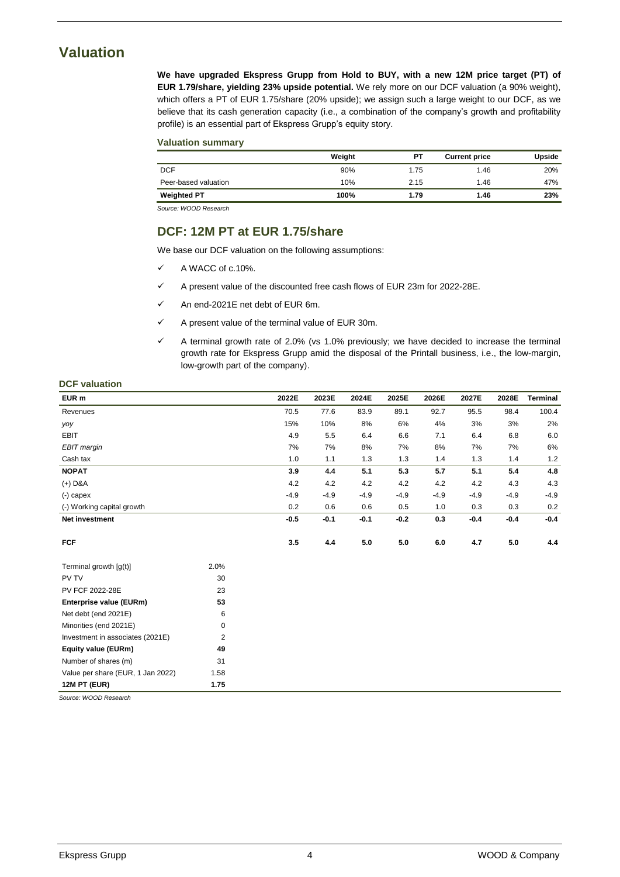# Valuation

**We have upgraded Ekspress Grupp from Hold to BUY, with a new 12M price target (PT) of EUR 1.79/share, yielding 23% upside potential.** We rely more on our DCF valuation (a 90% weight), which offers a PT of EUR 1.75/share (20% upside); we assign such a large weight to our DCF, as we believe that its cash generation capacity (i.e., a combination of the company's growth and profitability profile) is an essential part of Ekspress Grupp's equity story.

**Valuation summary**

| | Weight | PT | Current price | Upside |
|---|---|---|---|---|
| DCF | 90% | 1.75 | 1.46 | 20% |
| Peer-based valuation | 10% | 2.15 | 1.46 | 47% |
| **Weighted PT** | **100%** | **1.79** | **1.46** | **23%** |

*Source: WOOD Research*

## DCF: 12M PT at EUR 1.75/share

We base our DCF valuation on the following assumptions:

- ✓ A WACC of c.10%.
- ✓ A present value of the discounted free cash flows of EUR 23m for 2022-28E.
- ✓ An end-2021E net debt of EUR 6m.
- ✓ A present value of the terminal value of EUR 30m.
- ✓ A terminal growth rate of 2.0% (vs 1.0% previously; we have decided to increase the terminal growth rate for Ekspress Grupp amid the disposal of the Printall business, i.e., the low-margin, low-growth part of the company).

**DCF valuation**

| EUR m | | 2022E | 2023E | 2024E | 2025E | 2026E | 2027E | 2028E | Terminal |
|---|---|---|---|---|---|---|---|---|---|
| Revenues | | 70.5 | 77.6 | 83.9 | 89.1 | 92.7 | 95.5 | 98.4 | 100.4 |
| *yoy* | | 15% | 10% | 8% | 6% | 4% | 3% | 3% | 2% |
| EBIT | | 4.9 | 5.5 | 6.4 | 6.6 | 7.1 | 6.4 | 6.8 | 6.0 |
| *EBIT margin* | | 7% | 7% | 8% | 7% | 8% | 7% | 7% | 6% |
| Cash tax | | 1.0 | 1.1 | 1.3 | 1.3 | 1.4 | 1.3 | 1.4 | 1.2 |
| **NOPAT** | | **3.9** | **4.4** | **5.1** | **5.3** | **5.7** | **5.1** | **5.4** | **4.8** |
| (+) D&A | | 4.2 | 4.2 | 4.2 | 4.2 | 4.2 | 4.2 | 4.3 | 4.3 |
| (-) capex | | -4.9 | -4.9 | -4.9 | -4.9 | -4.9 | -4.9 | -4.9 | -4.9 |
| (-) Working capital growth | | 0.2 | 0.6 | 0.6 | 0.5 | 1.0 | 0.3 | 0.3 | 0.2 |
| **Net investment** | | **-0.5** | **-0.1** | **-0.1** | **-0.2** | **0.3** | **-0.4** | **-0.4** | **-0.4** |
| **FCF** | | **3.5** | **4.4** | **5.0** | **5.0** | **6.0** | **4.7** | **5.0** | **4.4** |
| Terminal growth [g(t)] | 2.0% | | | | | | | | |
| PV TV | 30 | | | | | | | | |
| PV FCF 2022-28E | 23 | | | | | | | | |
| **Enterprise value (EURm)** | **53** | | | | | | | | |
| Net debt (end 2021E) | 6 | | | | | | | | |
| Minorities (end 2021E) | 0 | | | | | | | | |
| Investment in associates (2021E) | 2 | | | | | | | | |
| **Equity value (EURm)** | **49** | | | | | | | | |
| Number of shares (m) | 31 | | | | | | | | |
| Value per share (EUR, 1 Jan 2022) | 1.58 | | | | | | | | |
| **12M PT (EUR)** | **1.75** | | | | | | | | |

*Source: WOOD Research*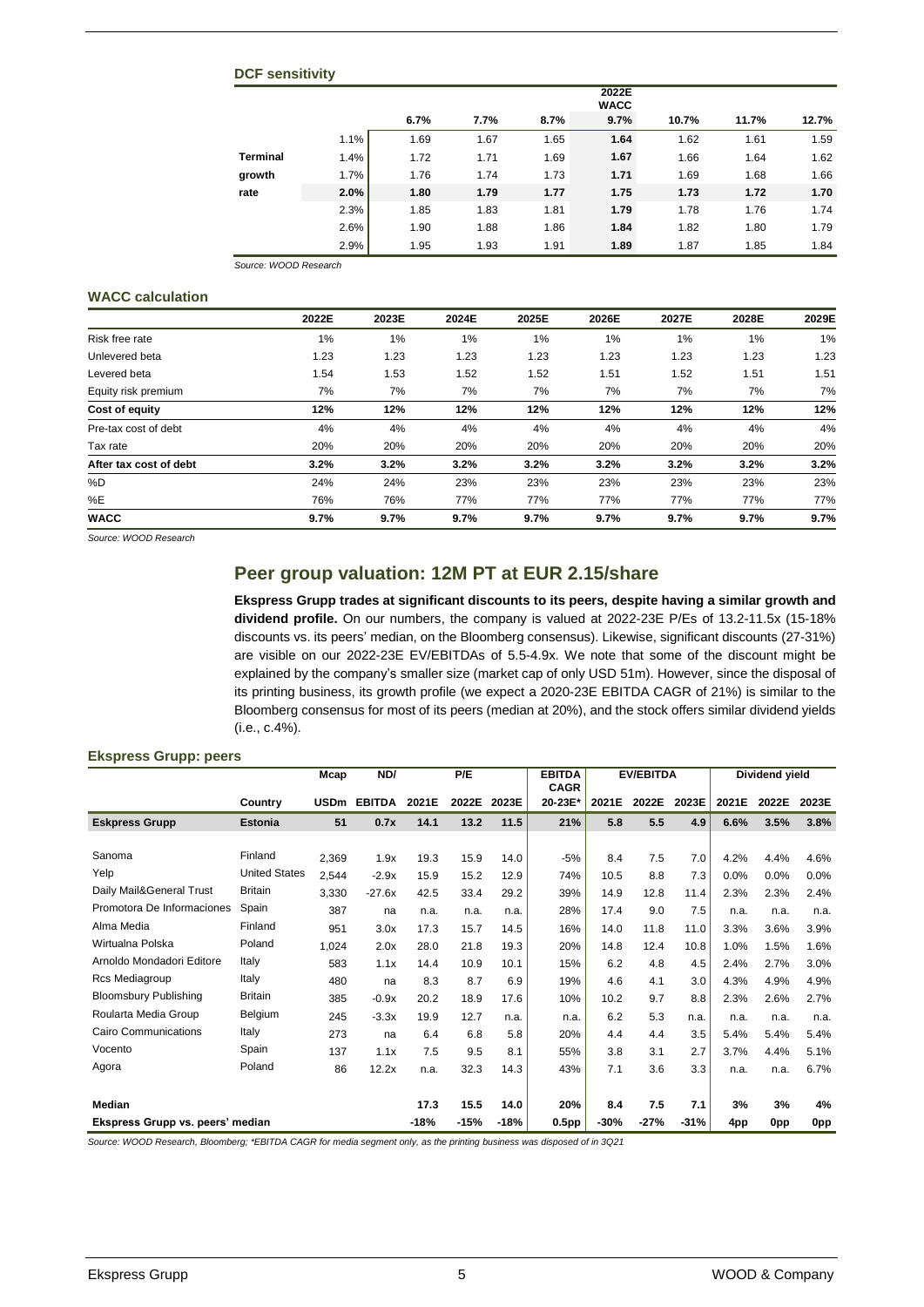#### DCF sensitivity

| | | 2022E WACC | | | | | | |
|---|---|---|---|---|---|---|---|---|
| | | 6.7% | 7.7% | 8.7% | **9.7%** | 10.7% | 11.7% | 12.7% |
| | 1.1% | 1.69 | 1.67 | 1.65 | **1.64** | 1.62 | 1.61 | 1.59 |
| **Terminal** | 1.4% | 1.72 | 1.71 | 1.69 | **1.67** | 1.66 | 1.64 | 1.62 |
| **growth** | 1.7% | 1.76 | 1.74 | 1.73 | **1.71** | 1.69 | 1.68 | 1.66 |
| **rate** | **2.0%** | **1.80** | **1.79** | **1.77** | **1.75** | **1.73** | **1.72** | **1.70** |
| | 2.3% | 1.85 | 1.83 | 1.81 | **1.79** | 1.78 | 1.76 | 1.74 |
| | 2.6% | 1.90 | 1.88 | 1.86 | **1.84** | 1.82 | 1.80 | 1.79 |
| | 2.9% | 1.95 | 1.93 | 1.91 | **1.89** | 1.87 | 1.85 | 1.84 |

*Source: WOOD Research*

#### WACC calculation

| | 2022E | 2023E | 2024E | 2025E | 2026E | 2027E | 2028E | 2029E |
|---|---|---|---|---|---|---|---|---|
| Risk free rate | 1% | 1% | 1% | 1% | 1% | 1% | 1% | 1% |
| Unlevered beta | 1.23 | 1.23 | 1.23 | 1.23 | 1.23 | 1.23 | 1.23 | 1.23 |
| Levered beta | 1.54 | 1.53 | 1.52 | 1.52 | 1.51 | 1.52 | 1.51 | 1.51 |
| Equity risk premium | 7% | 7% | 7% | 7% | 7% | 7% | 7% | 7% |
| **Cost of equity** | **12%** | **12%** | **12%** | **12%** | **12%** | **12%** | **12%** | **12%** |
| Pre-tax cost of debt | 4% | 4% | 4% | 4% | 4% | 4% | 4% | 4% |
| Tax rate | 20% | 20% | 20% | 20% | 20% | 20% | 20% | 20% |
| **After tax cost of debt** | **3.2%** | **3.2%** | **3.2%** | **3.2%** | **3.2%** | **3.2%** | **3.2%** | **3.2%** |
| %D | 24% | 24% | 23% | 23% | 23% | 23% | 23% | 23% |
| %E | 76% | 76% | 77% | 77% | 77% | 77% | 77% | 77% |
| **WACC** | **9.7%** | **9.7%** | **9.7%** | **9.7%** | **9.7%** | **9.7%** | **9.7%** | **9.7%** |

*Source: WOOD Research*

## Peer group valuation: 12M PT at EUR 2.15/share

**Ekspress Grupp trades at significant discounts to its peers, despite having a similar growth and dividend profile.** On our numbers, the company is valued at 2022-23E P/Es of 13.2-11.5x (15-18% discounts vs. its peers' median, on the Bloomberg consensus). Likewise, significant discounts (27-31%) are visible on our 2022-23E EV/EBITDAs of 5.5-4.9x. We note that some of the discount might be explained by the company's smaller size (market cap of only USD 51m). However, since the disposal of its printing business, its growth profile (we expect a 2020-23E EBITDA CAGR of 21%) is similar to the Bloomberg consensus for most of its peers (median at 20%), and the stock offers similar dividend yields (i.e., c.4%).

#### Ekspress Grupp: peers

| | | Mcap | ND/ | P/E | | | EBITDA CAGR | EV/EBITDA | | | Dividend yield | | |
|---|---|---|---|---|---|---|---|---|---|---|---|---|---|
| | Country | USDm | EBITDA | 2021E | 2022E | 2023E | 20-23E* | 2021E | 2022E | 2023E | 2021E | 2022E | 2023E |
| **Eskpress Grupp** | **Estonia** | **51** | **0.7x** | **14.1** | **13.2** | **11.5** | **21%** | **5.8** | **5.5** | **4.9** | **6.6%** | **3.5%** | **3.8%** |
| Sanoma | Finland | 2,369 | 1.9x | 19.3 | 15.9 | 14.0 | -5% | 8.4 | 7.5 | 7.0 | 4.2% | 4.4% | 4.6% |
| Yelp | United States | 2,544 | -2.9x | 15.9 | 15.2 | 12.9 | 74% | 10.5 | 8.8 | 7.3 | 0.0% | 0.0% | 0.0% |
| Daily Mail&General Trust | Britain | 3,330 | -27.6x | 42.5 | 33.4 | 29.2 | 39% | 14.9 | 12.8 | 11.4 | 2.3% | 2.3% | 2.4% |
| Promotora De Informaciones | Spain | 387 | na | n.a. | n.a. | n.a. | 28% | 17.4 | 9.0 | 7.5 | n.a. | n.a. | n.a. |
| Alma Media | Finland | 951 | 3.0x | 17.3 | 15.7 | 14.5 | 16% | 14.0 | 11.8 | 11.0 | 3.3% | 3.6% | 3.9% |
| Wirtualna Polska | Poland | 1,024 | 2.0x | 28.0 | 21.8 | 19.3 | 20% | 14.8 | 12.4 | 10.8 | 1.0% | 1.5% | 1.6% |
| Arnoldo Mondadori Editore | Italy | 583 | 1.1x | 14.4 | 10.9 | 10.1 | 15% | 6.2 | 4.8 | 4.5 | 2.4% | 2.7% | 3.0% |
| Rcs Mediagroup | Italy | 480 | na | 8.3 | 8.7 | 6.9 | 19% | 4.6 | 4.1 | 3.0 | 4.3% | 4.9% | 4.9% |
| Bloomsbury Publishing | Britain | 385 | -0.9x | 20.2 | 18.9 | 17.6 | 10% | 10.2 | 9.7 | 8.8 | 2.3% | 2.6% | 2.7% |
| Roularta Media Group | Belgium | 245 | -3.3x | 19.9 | 12.7 | n.a. | n.a. | 6.2 | 5.3 | n.a. | n.a. | n.a. | n.a. |
| Cairo Communications | Italy | 273 | na | 6.4 | 6.8 | 5.8 | 20% | 4.4 | 4.4 | 3.5 | 5.4% | 5.4% | 5.4% |
| Vocento | Spain | 137 | 1.1x | 7.5 | 9.5 | 8.1 | 55% | 3.8 | 3.1 | 2.7 | 3.7% | 4.4% | 5.1% |
| Agora | Poland | 86 | 12.2x | n.a. | 32.3 | 14.3 | 43% | 7.1 | 3.6 | 3.3 | n.a. | n.a. | 6.7% |
| **Median** | | | | **17.3** | **15.5** | **14.0** | **20%** | **8.4** | **7.5** | **7.1** | **3%** | **3%** | **4%** |
| **Ekspress Grupp vs. peers' median** | | | | **-18%** | **-15%** | **-18%** | **0.5pp** | **-30%** | **-27%** | **-31%** | **4pp** | **0pp** | **0pp** |

*Source: WOOD Research, Bloomberg; \*EBITDA CAGR for media segment only, as the printing business was disposed of in 3Q21*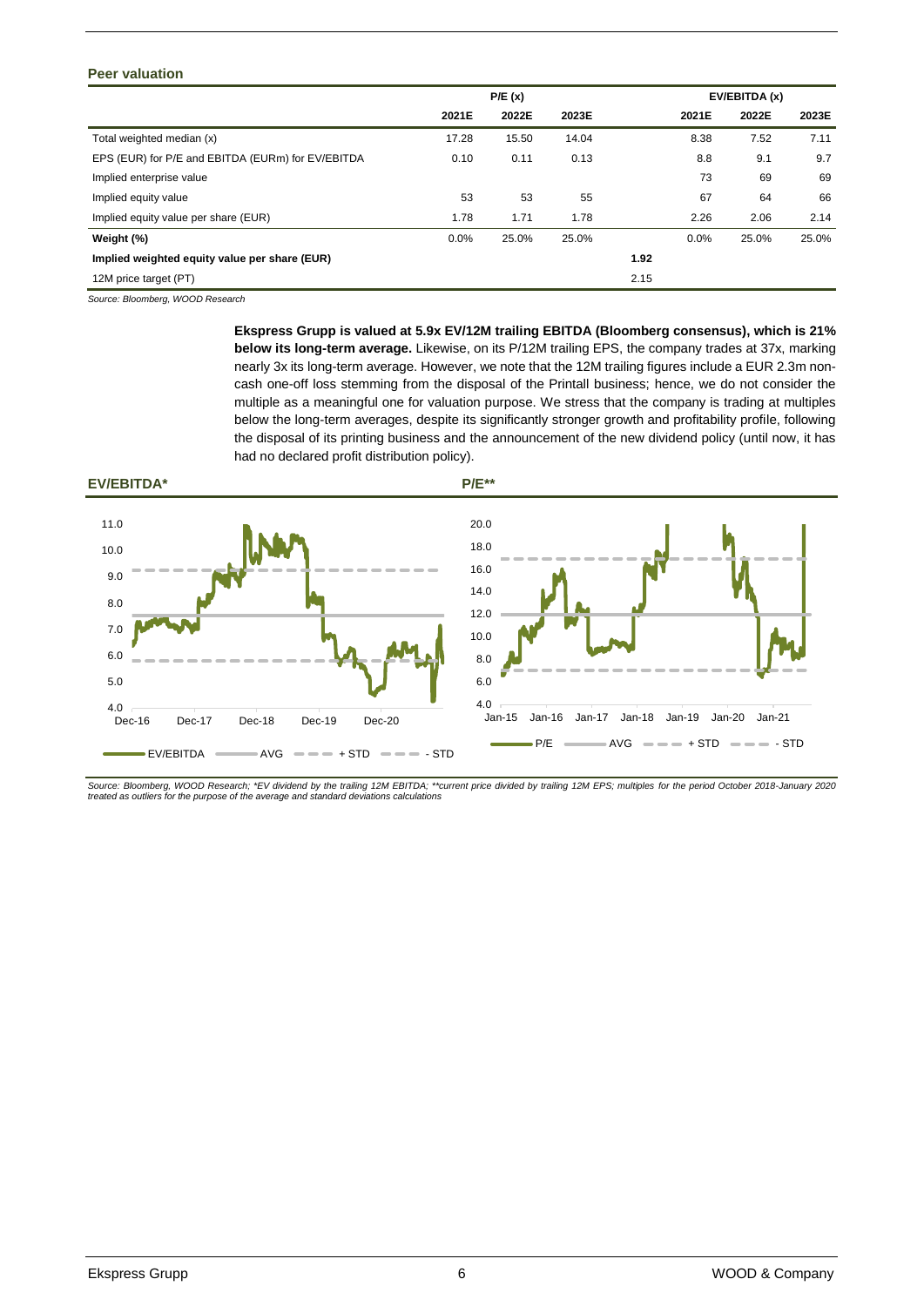### Peer valuation

| | P/E (x) | | | | EV/EBITDA (x) | | |
|---|---|---|---|---|---|---|---|
| | 2021E | 2022E | 2023E | | 2021E | 2022E | 2023E |
| Total weighted median (x) | 17.28 | 15.50 | 14.04 | | 8.38 | 7.52 | 7.11 |
| EPS (EUR) for P/E and EBITDA (EURm) for EV/EBITDA | 0.10 | 0.11 | 0.13 | | 8.8 | 9.1 | 9.7 |
| Implied enterprise value | | | | | 73 | 69 | 69 |
| Implied equity value | 53 | 53 | 55 | | 67 | 64 | 66 |
| Implied equity value per share (EUR) | 1.78 | 1.71 | 1.78 | | 2.26 | 2.06 | 2.14 |
| **Weight (%)** | 0.0% | 25.0% | 25.0% | | 0.0% | 25.0% | 25.0% |
| **Implied weighted equity value per share (EUR)** | | | | **1.92** | | | |
| 12M price target (PT) | | | | 2.15 | | | |

*Source: Bloomberg, WOOD Research*

**Ekspress Grupp is valued at 5.9x EV/12M trailing EBITDA (Bloomberg consensus), which is 21% below its long-term average.** Likewise, on its P/12M trailing EPS, the company trades at 37x, marking nearly 3x its long-term average. However, we note that the 12M trailing figures include a EUR 2.3m non-cash one-off loss stemming from the disposal of the Printall business; hence, we do not consider the multiple as a meaningful one for valuation purpose. We stress that the company is trading at multiples below the long-term averages, despite its significantly stronger growth and profitability profile, following the disposal of its printing business and the announcement of the new dividend policy (until now, it has had no declared profit distribution policy).

**EV/EBITDA\***

**P/E\*\***

*Source: Bloomberg, WOOD Research; \*EV dividend by the trailing 12M EBITDA; \*\*current price divided by trailing 12M EPS; multiples for the period October 2018-January 2020 treated as outliers for the purpose of the average and standard deviations calculations*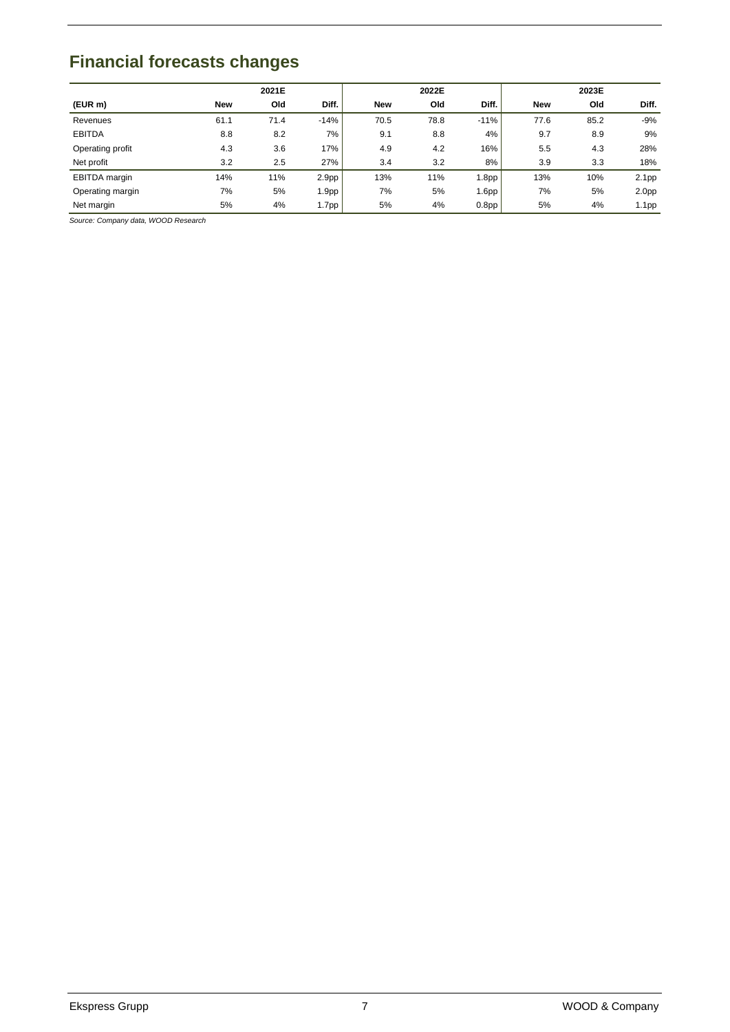## Financial forecasts changes

| | 2021E | | | 2022E | | | 2023E | | |
|---|---|---|---|---|---|---|---|---|---|
| (EUR m) | New | Old | Diff. | New | Old | Diff. | New | Old | Diff. |
| Revenues | 61.1 | 71.4 | -14% | 70.5 | 78.8 | -11% | 77.6 | 85.2 | -9% |
| EBITDA | 8.8 | 8.2 | 7% | 9.1 | 8.8 | 4% | 9.7 | 8.9 | 9% |
| Operating profit | 4.3 | 3.6 | 17% | 4.9 | 4.2 | 16% | 5.5 | 4.3 | 28% |
| Net profit | 3.2 | 2.5 | 27% | 3.4 | 3.2 | 8% | 3.9 | 3.3 | 18% |
| EBITDA margin | 14% | 11% | 2.9pp | 13% | 11% | 1.8pp | 13% | 10% | 2.1pp |
| Operating margin | 7% | 5% | 1.9pp | 7% | 5% | 1.6pp | 7% | 5% | 2.0pp |
| Net margin | 5% | 4% | 1.7pp | 5% | 4% | 0.8pp | 5% | 4% | 1.1pp |

*Source: Company data, WOOD Research*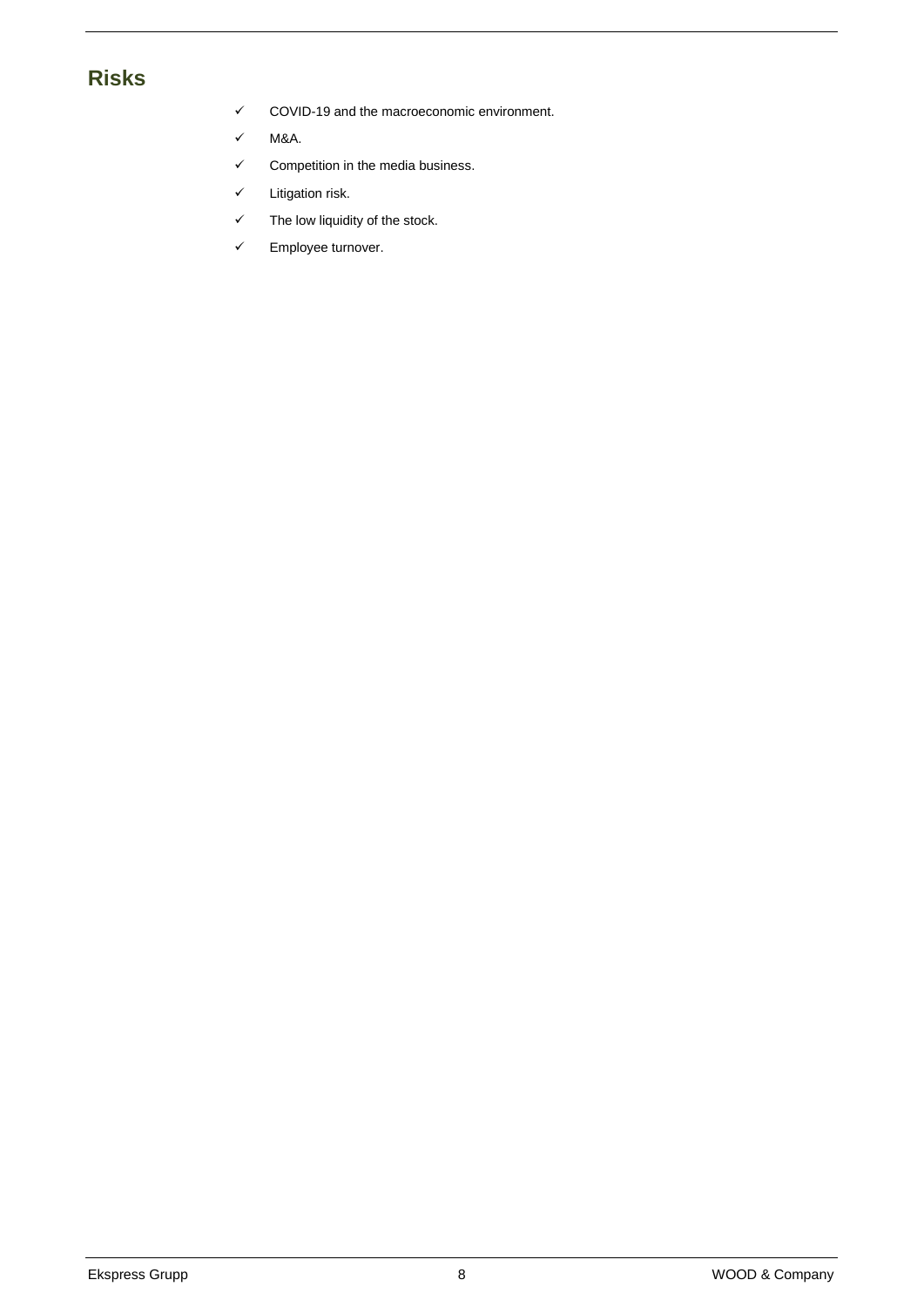## Risks

- ✓ COVID-19 and the macroeconomic environment.
- ✓ M&A.
- ✓ Competition in the media business.
- ✓ Litigation risk.
- ✓ The low liquidity of the stock.
- ✓ Employee turnover.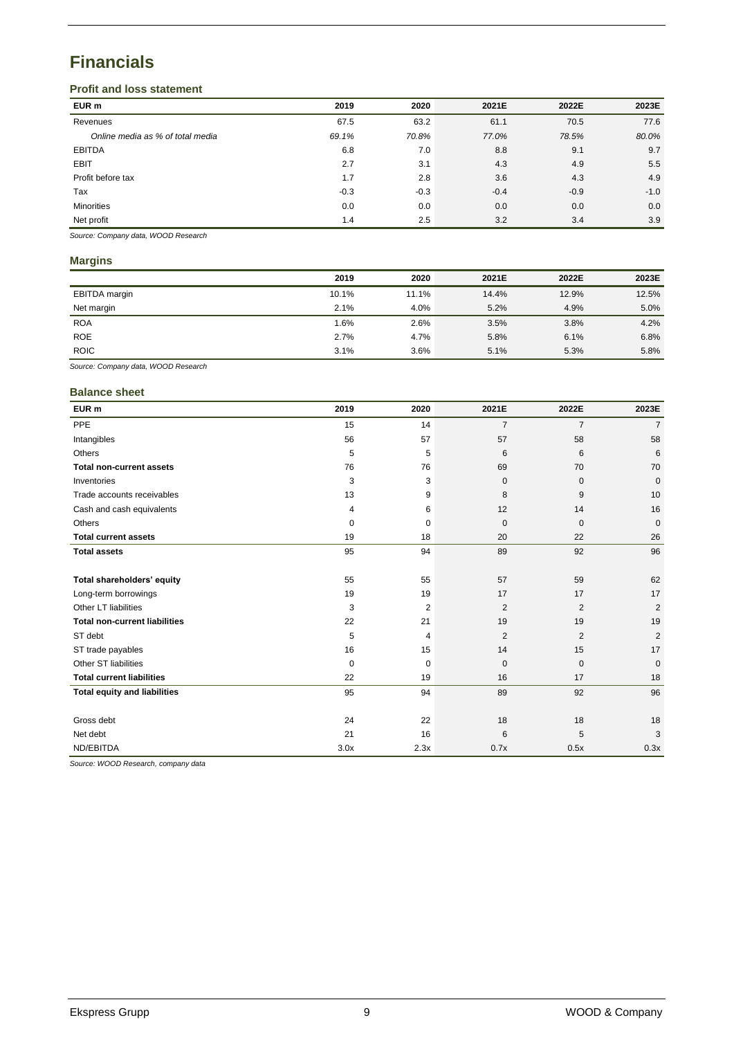# Financials

### Profit and loss statement

| EUR m | 2019 | 2020 | 2021E | 2022E | 2023E |
|---|---|---|---|---|---|
| Revenues | 67.5 | 63.2 | 61.1 | 70.5 | 77.6 |
| *Online media as % of total media* | *69.1%* | *70.8%* | *77.0%* | *78.5%* | *80.0%* |
| EBITDA | 6.8 | 7.0 | 8.8 | 9.1 | 9.7 |
| EBIT | 2.7 | 3.1 | 4.3 | 4.9 | 5.5 |
| Profit before tax | 1.7 | 2.8 | 3.6 | 4.3 | 4.9 |
| Tax | -0.3 | -0.3 | -0.4 | -0.9 | -1.0 |
| Minorities | 0.0 | 0.0 | 0.0 | 0.0 | 0.0 |
| Net profit | 1.4 | 2.5 | 3.2 | 3.4 | 3.9 |

*Source: Company data, WOOD Research*

### Margins

| | 2019 | 2020 | 2021E | 2022E | 2023E |
|---|---|---|---|---|---|
| EBITDA margin | 10.1% | 11.1% | 14.4% | 12.9% | 12.5% |
| Net margin | 2.1% | 4.0% | 5.2% | 4.9% | 5.0% |
| ROA | 1.6% | 2.6% | 3.5% | 3.8% | 4.2% |
| ROE | 2.7% | 4.7% | 5.8% | 6.1% | 6.8% |
| ROIC | 3.1% | 3.6% | 5.1% | 5.3% | 5.8% |

*Source: Company data, WOOD Research*

### Balance sheet

| EUR m | 2019 | 2020 | 2021E | 2022E | 2023E |
|---|---|---|---|---|---|
| PPE | 15 | 14 | 7 | 7 | 7 |
| Intangibles | 56 | 57 | 57 | 58 | 58 |
| Others | 5 | 5 | 6 | 6 | 6 |
| **Total non-current assets** | 76 | 76 | 69 | 70 | 70 |
| Inventories | 3 | 3 | 0 | 0 | 0 |
| Trade accounts receivables | 13 | 9 | 8 | 9 | 10 |
| Cash and cash equivalents | 4 | 6 | 12 | 14 | 16 |
| Others | 0 | 0 | 0 | 0 | 0 |
| **Total current assets** | 19 | 18 | 20 | 22 | 26 |
| **Total assets** | 95 | 94 | 89 | 92 | 96 |
| | | | | | |
| **Total shareholders' equity** | 55 | 55 | 57 | 59 | 62 |
| Long-term borrowings | 19 | 19 | 17 | 17 | 17 |
| Other LT liabilities | 3 | 2 | 2 | 2 | 2 |
| **Total non-current liabilities** | 22 | 21 | 19 | 19 | 19 |
| ST debt | 5 | 4 | 2 | 2 | 2 |
| ST trade payables | 16 | 15 | 14 | 15 | 17 |
| Other ST liabilities | 0 | 0 | 0 | 0 | 0 |
| **Total current liabilities** | 22 | 19 | 16 | 17 | 18 |
| **Total equity and liabilities** | 95 | 94 | 89 | 92 | 96 |
| | | | | | |
| Gross debt | 24 | 22 | 18 | 18 | 18 |
| Net debt | 21 | 16 | 6 | 5 | 3 |
| ND/EBITDA | 3.0x | 2.3x | 0.7x | 0.5x | 0.3x |

*Source: WOOD Research, company data*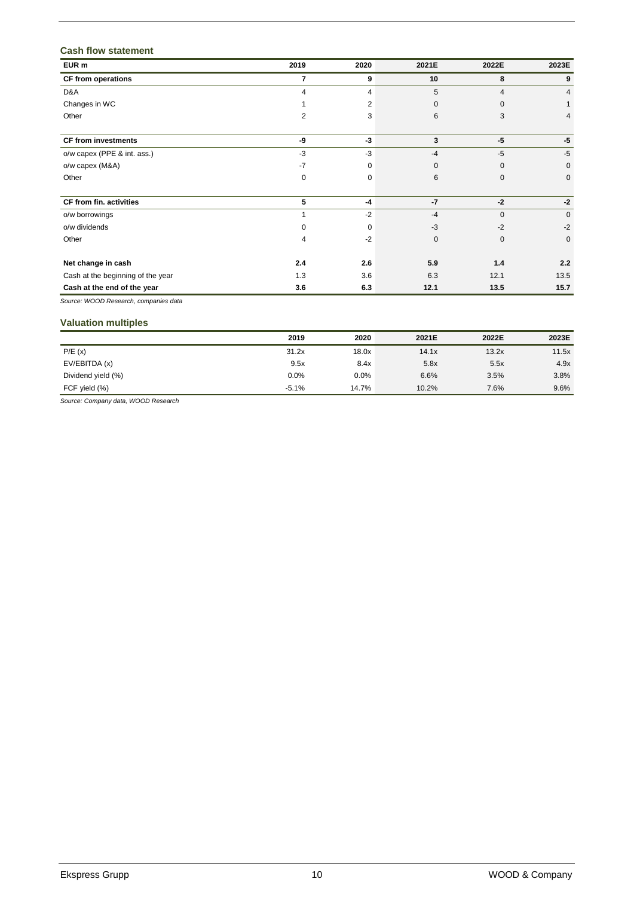### Cash flow statement

| EUR m | 2019 | 2020 | 2021E | 2022E | 2023E |
|---|---|---|---|---|---|
| **CF from operations** | **7** | **9** | **10** | **8** | **9** |
| D&A | 4 | 4 | 5 | 4 | 4 |
| Changes in WC | 1 | 2 | 0 | 0 | 1 |
| Other | 2 | 3 | 6 | 3 | 4 |
| | | | | | |
| **CF from investments** | **-9** | **-3** | **3** | **-5** | **-5** |
| o/w capex (PPE & int. ass.) | -3 | -3 | -4 | -5 | -5 |
| o/w capex (M&A) | -7 | 0 | 0 | 0 | 0 |
| Other | 0 | 0 | 6 | 0 | 0 |
| | | | | | |
| **CF from fin. activities** | **5** | **-4** | **-7** | **-2** | **-2** |
| o/w borrowings | 1 | -2 | -4 | 0 | 0 |
| o/w dividends | 0 | 0 | -3 | -2 | -2 |
| Other | 4 | -2 | 0 | 0 | 0 |
| | | | | | |
| **Net change in cash** | **2.4** | **2.6** | **5.9** | **1.4** | **2.2** |
| Cash at the beginning of the year | 1.3 | 3.6 | 6.3 | 12.1 | 13.5 |
| **Cash at the end of the year** | **3.6** | **6.3** | **12.1** | **13.5** | **15.7** |

*Source: WOOD Research, companies data*

### Valuation multiples

| | 2019 | 2020 | 2021E | 2022E | 2023E |
|---|---|---|---|---|---|
| P/E (x) | 31.2x | 18.0x | 14.1x | 13.2x | 11.5x |
| EV/EBITDA (x) | 9.5x | 8.4x | 5.8x | 5.5x | 4.9x |
| Dividend yield (%) | 0.0% | 0.0% | 6.6% | 3.5% | 3.8% |
| FCF yield (%) | -5.1% | 14.7% | 10.2% | 7.6% | 9.6% |

*Source: Company data, WOOD Research*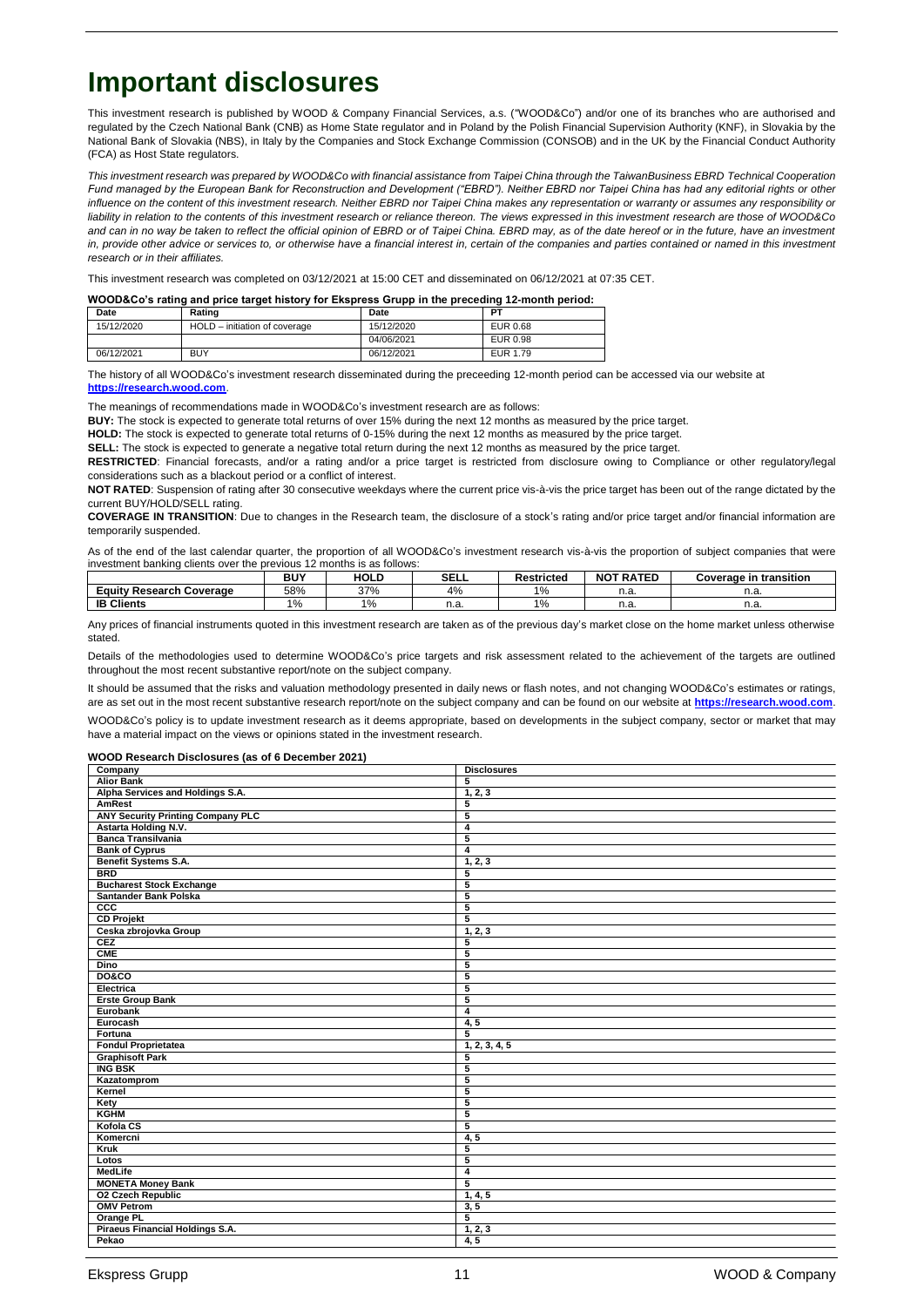# Important disclosures

This investment research is published by WOOD & Company Financial Services, a.s. ("WOOD&Co") and/or one of its branches who are authorised and regulated by the Czech National Bank (CNB) as Home State regulator and in Poland by the Polish Financial Supervision Authority (KNF), in Slovakia by the National Bank of Slovakia (NBS), in Italy by the Companies and Stock Exchange Commission (CONSOB) and in the UK by the Financial Conduct Authority (FCA) as Host State regulators.

*This investment research was prepared by WOOD&Co with financial assistance from Taipei China through the TaiwanBusiness EBRD Technical Cooperation Fund managed by the European Bank for Reconstruction and Development ("EBRD"). Neither EBRD nor Taipei China has had any editorial rights or other influence on the content of this investment research. Neither EBRD nor Taipei China makes any representation or warranty or assumes any responsibility or liability in relation to the contents of this investment research or reliance thereon. The views expressed in this investment research are those of WOOD&Co and can in no way be taken to reflect the official opinion of EBRD or of Taipei China. EBRD may, as of the date hereof or in the future, have an investment in, provide other advice or services to, or otherwise have a financial interest in, certain of the companies and parties contained or named in this investment research or in their affiliates.*

This investment research was completed on 03/12/2021 at 15:00 CET and disseminated on 06/12/2021 at 07:35 CET.

**WOOD&Co's rating and price target history for Ekspress Grupp in the preceding 12-month period:**

| Date | Rating | Date | PT |
|---|---|---|---|
| 15/12/2020 | HOLD – initiation of coverage | 15/12/2020 | EUR 0.68 |
| | | 04/06/2021 | EUR 0.98 |
| 06/12/2021 | BUY | 06/12/2021 | EUR 1.79 |

The history of all WOOD&Co's investment research disseminated during the preceeding 12-month period can be accessed via our website at **https://research.wood.com**.

The meanings of recommendations made in WOOD&Co's investment research are as follows:

**BUY:** The stock is expected to generate total returns of over 15% during the next 12 months as measured by the price target.

**HOLD:** The stock is expected to generate total returns of 0-15% during the next 12 months as measured by the price target.

**SELL:** The stock is expected to generate a negative total return during the next 12 months as measured by the price target.

**RESTRICTED**: Financial forecasts, and/or a rating and/or a price target is restricted from disclosure owing to Compliance or other regulatory/legal considerations such as a blackout period or a conflict of interest.

**NOT RATED**: Suspension of rating after 30 consecutive weekdays where the current price vis-à-vis the price target has been out of the range dictated by the current BUY/HOLD/SELL rating.

**COVERAGE IN TRANSITION**: Due to changes in the Research team, the disclosure of a stock's rating and/or price target and/or financial information are temporarily suspended.

As of the end of the last calendar quarter, the proportion of all WOOD&Co's investment research vis-à-vis the proportion of subject companies that were investment banking clients over the previous 12 months is as follows:

| | BUY | HOLD | SELL | Restricted | NOT RATED | Coverage in transition |
|---|---|---|---|---|---|---|
| **Equity Research Coverage** | 58% | 37% | 4% | 1% | n.a. | n.a. |
| **IB Clients** | 1% | 1% | n.a. | 1% | n.a. | n.a. |

Any prices of financial instruments quoted in this investment research are taken as of the previous day's market close on the home market unless otherwise stated.

Details of the methodologies used to determine WOOD&Co's price targets and risk assessment related to the achievement of the targets are outlined throughout the most recent substantive report/note on the subject company.

It should be assumed that the risks and valuation methodology presented in daily news or flash notes, and not changing WOOD&Co's estimates or ratings, are as set out in the most recent substantive research report/note on the subject company and can be found on our website at **https://research.wood.com**.

WOOD&Co's policy is to update investment research as it deems appropriate, based on developments in the subject company, sector or market that may have a material impact on the views or opinions stated in the investment research.

**WOOD Research Disclosures (as of 6 December 2021)**

| Company | Disclosures |
|---|---|
| **Alior Bank** | 5 |
| **Alpha Services and Holdings S.A.** | 1, 2, 3 |
| **AmRest** | 5 |
| **ANY Security Printing Company PLC** | 5 |
| **Astarta Holding N.V.** | 4 |
| **Banca Transilvania** | 5 |
| **Bank of Cyprus** | 4 |
| **Benefit Systems S.A.** | 1, 2, 3 |
| **BRD** | 5 |
| **Bucharest Stock Exchange** | 5 |
| **Santander Bank Polska** | 5 |
| **CCC** | 5 |
| **CD Projekt** | 5 |
| **Ceska zbrojovka Group** | 1, 2, 3 |
| **CEZ** | 5 |
| **CME** | 5 |
| **Dino** | 5 |
| **DO&CO** | 5 |
| **Electrica** | 5 |
| **Erste Group Bank** | 5 |
| **Eurobank** | 4 |
| **Eurocash** | 4, 5 |
| **Fortuna** | 5 |
| **Fondul Proprietatea** | 1, 2, 3, 4, 5 |
| **Graphisoft Park** | 5 |
| **ING BSK** | 5 |
| **Kazatomprom** | 5 |
| **Kernel** | 5 |
| **Kety** | 5 |
| **KGHM** | 5 |
| **Kofola CS** | 5 |
| **Komercni** | 4, 5 |
| **Kruk** | 5 |
| **Lotos** | 5 |
| **MedLife** | 4 |
| **MONETA Money Bank** | 5 |
| **O2 Czech Republic** | 1, 4, 5 |
| **OMV Petrom** | 3, 5 |
| **Orange PL** | 5 |
| **Piraeus Financial Holdings S.A.** | 1, 2, 3 |
| **Pekao** | 4, 5 |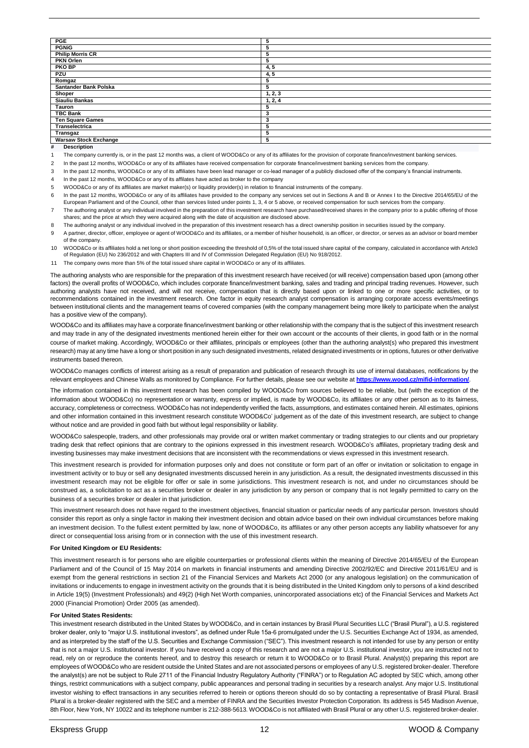| | |
|---|---|
| PGE | 5 |
| PGNiG | 5 |
| Philip Morris CR | 5 |
| PKN Orlen | 5 |
| PKO BP | 4, 5 |
| PZU | 4, 5 |
| Romgaz | 5 |
| Santander Bank Polska | 5 |
| Shoper | 1, 2, 3 |
| Siauliu Bankas | 1, 2, 4 |
| Tauron | 5 |
| TBC Bank | 3 |
| Ten Square Games | 3 |
| Transelectrica | 5 |
| Transgaz | 5 |
| Warsaw Stock Exchange | 5 |

| # | Description |
|---|---|
| 1 | The company currently is, or in the past 12 months was, a client of WOOD&Co or any of its affiliates for the provision of corporate finance/investment banking services. |
| 2 | In the past 12 months, WOOD&Co or any of its affiliates have received compensation for corporate finance/investment banking services from the company. |
| 3 | In the past 12 months, WOOD&Co or any of its affiliates have been lead manager or co-lead manager of a publicly disclosed offer of the company's financial instruments. |
| 4 | In the past 12 months, WOOD&Co or any of its affilates have acted as broker to the company |
| 5 | WOOD&Co or any of its affiliates are market maker(s) or liquidity provider(s) in relation to financial instruments of the company. |
| 6 | In the past 12 months, WOOD&Co or any of its affiliates have provided to the company any services set out in Sections A and B or Annex I to the Directive 2014/65/EU of the European Parliament and of the Council, other than services listed under points 1, 3, 4 or 5 above, or received compensation for such services from the company. |
| 7 | The authoring analyst or any individual involved in the preparation of this investment research have purchased/received shares in the company prior to a public offering of those shares; and the price at which they were acquired along with the date of acquisition are disclosed above. |
| 8 | The authoring analyst or any individual involved in the preparation of this investment research has a direct ownership position in securities issued by the company. |
| 9 | A partner, director, officer, employee or agent of WOOD&Co and its affiliates, or a member of his/her household, is an officer, or director, or serves as an advisor or board member of the company. |
| 10 | WOOD&Co or its affiliates hold a net long or short position exceeding the threshold of 0,5% of the total issued share capital of the company, calculated in accordance with Artcle3 of Regulation (EU) No 236/2012 and with Chapters III and IV of Commission Delegated Regulation (EU) No 918/2012. |
| 11 | The company owns more than 5% of the total issued share capital in WOOD&Co or any of its affiliates. |

The authoring analysts who are responsible for the preparation of this investment research have received (or will receive) compensation based upon (among other factors) the overall profits of WOOD&Co, which includes corporate finance/investment banking, sales and trading and principal trading revenues. However, such authoring analysts have not received, and will not receive, compensation that is directly based upon or linked to one or more specific activities, or to recommendations contained in the investment research. One factor in equity research analyst compensation is arranging corporate access events/meetings between institutional clients and the management teams of covered companies (with the company management being more likely to participate when the analyst has a positive view of the company).

WOOD&Co and its affiliates may have a corporate finance/investment banking or other relationship with the company that is the subject of this investment research and may trade in any of the designated investments mentioned herein either for their own account or the accounts of their clients, in good faith or in the normal course of market making. Accordingly, WOOD&Co or their affiliates, principals or employees (other than the authoring analyst(s) who prepared this investment research) may at any time have a long or short position in any such designated investments, related designated investments or in options, futures or other derivative instruments based thereon.

WOOD&Co manages conflicts of interest arising as a result of preparation and publication of research through its use of internal databases, notifications by the relevant employees and Chinese Walls as monitored by Compliance. For further details, please see our website at **https://www.wood.cz/mifid-information/**.

The information contained in this investment research has been compiled by WOOD&Co from sources believed to be reliable, but (with the exception of the information about WOOD&Co) no representation or warranty, express or implied, is made by WOOD&Co, its affiliates or any other person as to its fairness, accuracy, completeness or correctness. WOOD&Co has not independently verified the facts, assumptions, and estimates contained herein. All estimates, opinions and other information contained in this investment research constitute WOOD&Co' judgement as of the date of this investment research, are subject to change without notice and are provided in good faith but without legal responsibility or liability.

WOOD&Co salespeople, traders, and other professionals may provide oral or written market commentary or trading strategies to our clients and our proprietary trading desk that reflect opinions that are contrary to the opinions expressed in this investment research. WOOD&Co's affiliates, proprietary trading desk and investing businesses may make investment decisions that are inconsistent with the recommendations or views expressed in this investment research.

This investment research is provided for information purposes only and does not constitute or form part of an offer or invitation or solicitation to engage in investment activity or to buy or sell any designated investments discussed herein in any jurisdiction. As a result, the designated investments discussed in this investment research may not be eligible for offer or sale in some jurisdictions. This investment research is not, and under no circumstances should be construed as, a solicitation to act as a securities broker or dealer in any jurisdiction by any person or company that is not legally permitted to carry on the business of a securities broker or dealer in that jurisdiction.

This investment research does not have regard to the investment objectives, financial situation or particular needs of any particular person. Investors should consider this report as only a single factor in making their investment decision and obtain advice based on their own individual circumstances before making an investment decision. To the fullest extent permitted by law, none of WOOD&Co, its affiliates or any other person accepts any liability whatsoever for any direct or consequential loss arising from or in connection with the use of this investment research.

**For United Kingdom or EU Residents:**

This investment research is for persons who are eligible counterparties or professional clients within the meaning of Directive 2014/65/EU of the European Parliament and of the Council of 15 May 2014 on markets in financial instruments and amending Directive 2002/92/EC and Directive 2011/61/EU and is exempt from the general restrictions in section 21 of the Financial Services and Markets Act 2000 (or any analogous legislation) on the communication of invitations or inducements to engage in investment activity on the grounds that it is being distributed in the United Kingdom only to persons of a kind described in Article 19(5) (Investment Professionals) and 49(2) (High Net Worth companies, unincorporated associations etc) of the Financial Services and Markets Act 2000 (Financial Promotion) Order 2005 (as amended).

**For United States Residents:**

This investment research distributed in the United States by WOOD&Co, and in certain instances by Brasil Plural Securities LLC ("Brasil Plural"), a U.S. registered broker dealer, only to "major U.S. institutional investors", as defined under Rule 15a-6 promulgated under the U.S. Securities Exchange Act of 1934, as amended, and as interpreted by the staff of the U.S. Securities and Exchange Commission ("SEC"). This investment research is not intended for use by any person or entity that is not a major U.S. institutional investor. If you have received a copy of this research and are not a major U.S. institutional investor, you are instructed not to read, rely on or reproduce the contents hereof, and to destroy this research or return it to WOOD&Co or to Brasil Plural. Analyst(s) preparing this report are employees of WOOD&Co who are resident outside the United States and are not associated persons or employees of any U.S. registered broker-dealer. Therefore the analyst(s) are not be subject to Rule 2711 of the Financial Industry Regulatory Authority ("FINRA") or to Regulation AC adopted by SEC which, among other things, restrict communications with a subject company, public appearances and personal trading in securities by a research analyst. Any major U.S. Institutional investor wishing to effect transactions in any securities referred to herein or options thereon should do so by contacting a representative of Brasil Plural. Brasil Plural is a broker-dealer registered with the SEC and a member of FINRA and the Securities Investor Protection Corporation. Its address is 545 Madison Avenue, 8th Floor, New York, NY 10022 and its telephone number is 212-388-5613. WOOD&Co is not affiliated with Brasil Plural or any other U.S. registered broker-dealer.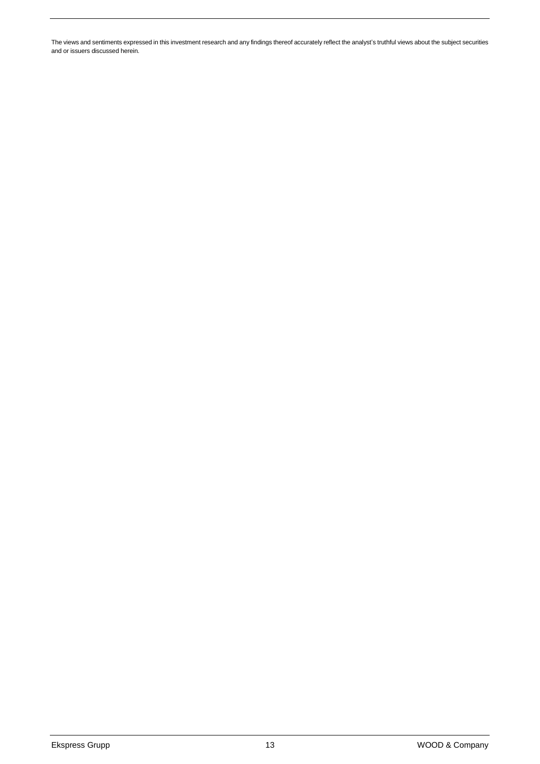The views and sentiments expressed in this investment research and any findings thereof accurately reflect the analyst's truthful views about the subject securities and or issuers discussed herein.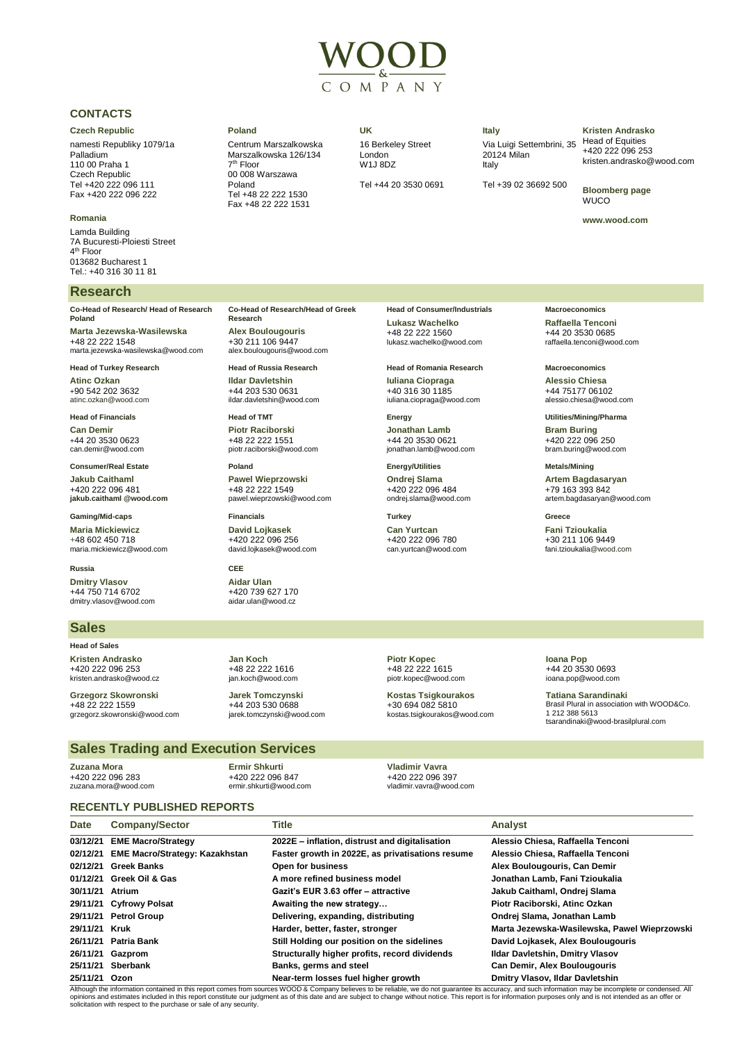WOOD & COMPANY

## CONTACTS

**Czech Republic**
namesti Republiky 1079/1a
Palladium
110 00 Praha 1
Czech Republic
Tel +420 222 096 111
Fax +420 222 096 222

**Poland**
Centrum Marszalkowska
Marszalkowska 126/134
7th Floor
00 008 Warszawa
Poland
Tel +48 22 222 1530
Fax +48 22 222 1531

**UK**
16 Berkeley Street
London
W1J 8DZ

Tel +44 20 3530 0691

**Italy**
Via Luigi Settembrini, 35
20124 Milan
Italy

Tel +39 02 36692 500

**Kristen Andrasko**
Head of Equities
+420 222 096 253
kristen.andrasko@wood.com

**Bloomberg page**
WUCO

**www.wood.com**

**Romania**
Lamda Building
7A Bucuresti-Ploiesti Street
4th Floor
013682 Bucharest 1
Tel.: +40 316 30 11 81

## Research

**Co-Head of Research/ Head of Research Poland**
**Marta Jezewska-Wasilewska**
+48 22 222 1548
marta.jezewska-wasilewska@wood.com

**Co-Head of Research/Head of Greek Research**
**Alex Boulougouris**
+30 211 106 9447
alex.boulougouris@wood.com

**Head of Consumer/Industrials**
**Lukasz Wachelko**
+48 22 222 1560
lukasz.wachelko@wood.com

**Macroeconomics**
**Raffaella Tenconi**
+44 20 3530 0685
raffaella.tenconi@wood.com

**Head of Turkey Research**
**Atinc Ozkan**
+90 542 202 3632
atinc.ozkan@wood.com

**Head of Russia Research**
**Ildar Davletshin**
+44 203 530 0631
ildar.davletshin@wood.com

**Head of Romania Research**
**Iuliana Ciopraga**
+40 316 30 1185
iuliana.ciopraga@wood.com

**Macroeconomics**
**Alessio Chiesa**
+44 75177 06102
alessio.chiesa@wood.com

**Head of Financials**
**Can Demir**
+44 20 3530 0623
can.demir@wood.com

**Head of TMT**
**Piotr Raciborski**
+48 22 222 1551
piotr.raciborski@wood.com

**Energy**
**Jonathan Lamb**
+44 20 3530 0621
jonathan.lamb@wood.com

**Utilities/Mining/Pharma**
**Bram Buring**
+420 222 096 250
bram.buring@wood.com

**Consumer/Real Estate**
**Jakub Caithaml**
+420 222 096 481
**jakub.caithaml @wood.com**

**Poland**
**Pawel Wieprzowski**
+48 22 222 1549
pawel.wieprzowski@wood.com

**Energy/Utilities**
**Ondrej Slama**
+420 222 096 484
ondrej.slama@wood.com

**Metals/Mining**
**Artem Bagdasaryan**
+79 163 393 842
artem.bagdasaryan@wood.com

**Gaming/Mid-caps**
**Maria Mickiewicz**
+48 602 450 718
maria.mickiewicz@wood.com

**Financials**
**David Lojkasek**
+420 222 096 256
david.lojkasek@wood.com

**Turkey**
**Can Yurtcan**
+420 222 096 780
can.yurtcan@wood.com

**Greece**
**Fani Tzioukalia**
+30 211 106 9449
fani.tzioukalia@wood.com

**Russia**
**Dmitry Vlasov**
+44 750 714 6702
dmitry.vlasov@wood.com

**CEE**
**Aidar Ulan**
+420 739 627 170
aidar.ulan@wood.cz

## Sales

**Head of Sales**
**Kristen Andrasko**
+420 222 096 253
kristen.andrasko@wood.cz

**Jan Koch**
+48 22 222 1616
jan.koch@wood.com

**Piotr Kopec**
+48 22 222 1615
piotr.kopec@wood.com

**Ioana Pop**
+44 20 3530 0693
ioana.pop@wood.com

**Grzegorz Skowronski**
+48 22 222 1559
grzegorz.skowronski@wood.com

**Jarek Tomczynski**
+44 203 530 0688
jarek.tomczynski@wood.com

**Kostas Tsigkourakos**
+30 694 082 5810
kostas.tsigkourakos@wood.com

**Tatiana Sarandinaki**
Brasil Plural in association with WOOD&Co.
1 212 388 5613
tsarandinaki@wood-brasilplural.com

## Sales Trading and Execution Services

**Zuzana Mora**
+420 222 096 283
zuzana.mora@wood.com

**Ermir Shkurti**
+420 222 096 847
ermir.shkurti@wood.com

**Vladimir Vavra**
+420 222 096 397
vladimir.vavra@wood.com

## RECENTLY PUBLISHED REPORTS

| Date | Company/Sector | Title | Analyst |
|---|---|---|---|
| 03/12/21 | EME Macro/Strategy | 2022E – inflation, distrust and digitalisation | Alessio Chiesa, Raffaella Tenconi |
| 02/12/21 | EME Macro/Strategy: Kazakhstan | Faster growth in 2022E, as privatisations resume | Alessio Chiesa, Raffaella Tenconi |
| 02/12/21 | Greek Banks | Open for business | Alex Boulougouris, Can Demir |
| 01/12/21 | Greek Oil & Gas | A more refined business model | Jonathan Lamb, Fani Tzioukalia |
| 30/11/21 | Atrium | Gazit's EUR 3.63 offer – attractive | Jakub Caithaml, Ondrej Slama |
| 29/11/21 | Cyfrowy Polsat | Awaiting the new strategy… | Piotr Raciborski, Atinc Ozkan |
| 29/11/21 | Petrol Group | Delivering, expanding, distributing | Ondrej Slama, Jonathan Lamb |
| 29/11/21 | Kruk | Harder, better, faster, stronger | Marta Jezewska-Wasilewska, Pawel Wieprzowski |
| 26/11/21 | Patria Bank | Still Holding our position on the sidelines | David Lojkasek, Alex Boulougouris |
| 26/11/21 | Gazprom | Structurally higher profits, record dividends | Ildar Davletshin, Dmitry Vlasov |
| 25/11/21 | Sberbank | Banks, germs and steel | Can Demir, Alex Boulougouris |
| 25/11/21 | Ozon | Near-term losses fuel higher growth | Dmitry Vlasov, Ildar Davletshin |

Although the information contained in this report comes from sources WOOD & Company believes to be reliable, we do not guarantee its accuracy, and such information may be incomplete or condensed. All opinions and estimates included in this report constitute our judgment as of this date and are subject to change without notice. This report is for information purposes only and is not intended as an offer or solicitation with respect to the purchase or sale of any security.